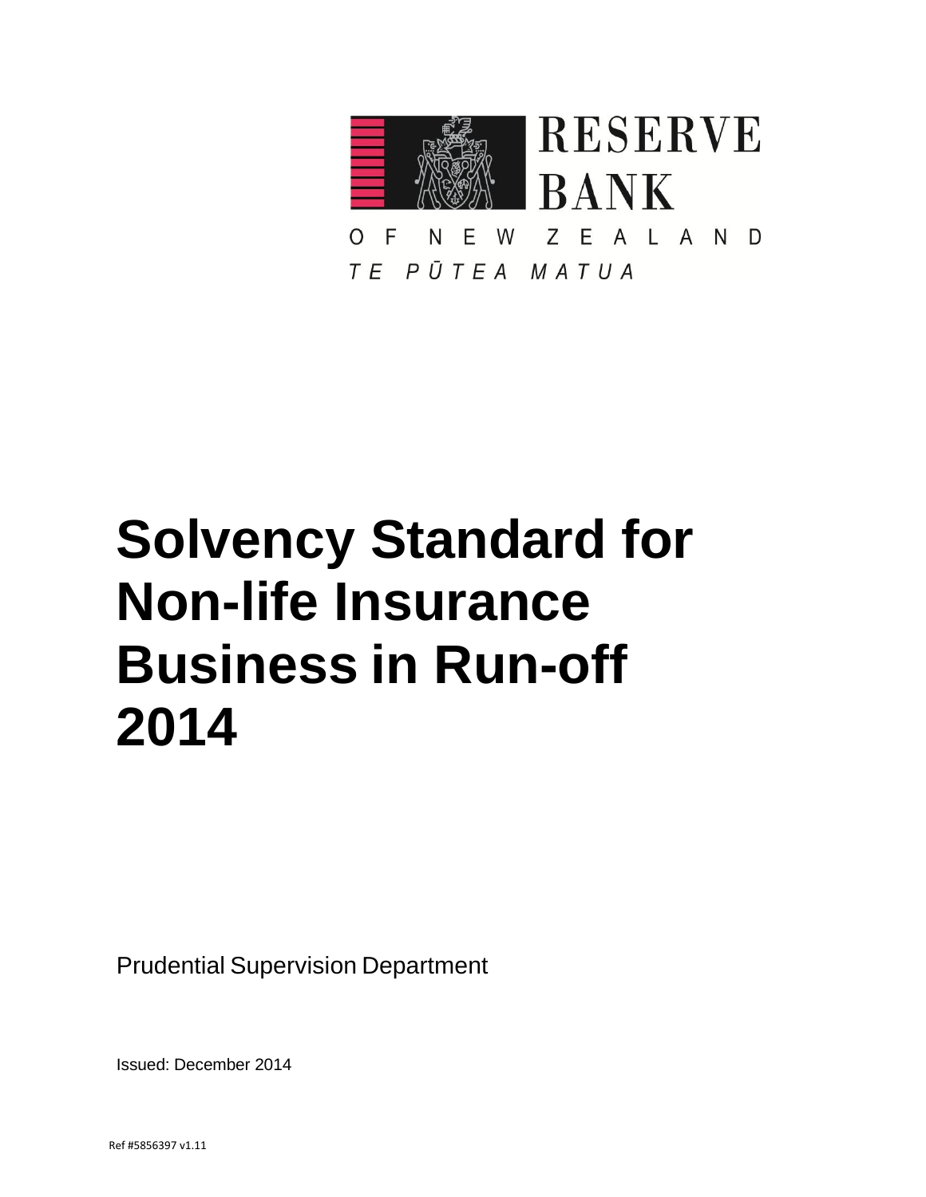RESERVE BANK

OF NEW ZEALAND

*TE PŪTEA MATUA*

# Solvency Standard for Non-life Insurance Business in Run-off 2014

Prudential Supervision Department

Issued: December 2014

Ref #5856397 v1.11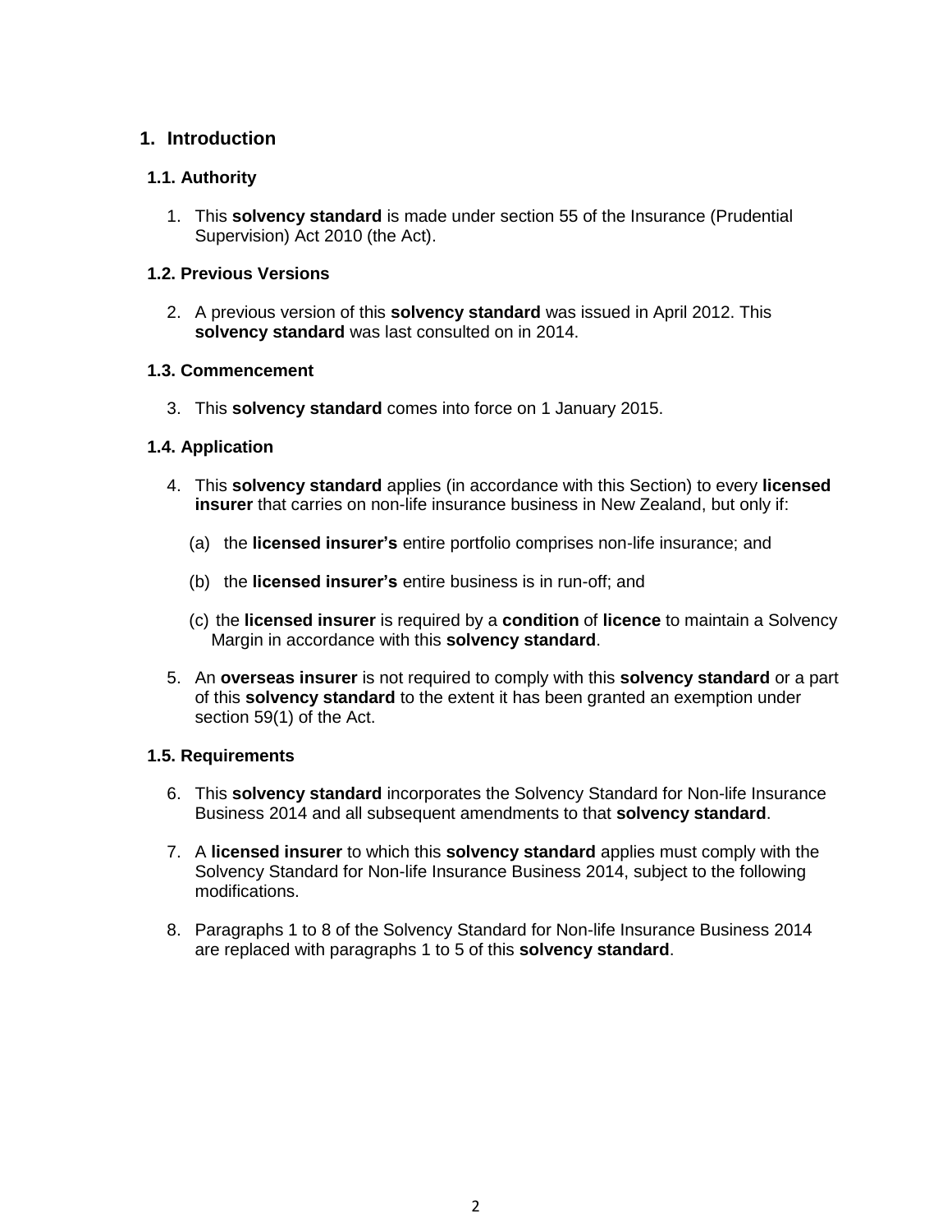## 1. Introduction

### 1.1. Authority

1. This **solvency standard** is made under section 55 of the Insurance (Prudential Supervision) Act 2010 (the Act).

### 1.2. Previous Versions

2. A previous version of this **solvency standard** was issued in April 2012. This **solvency standard** was last consulted on in 2014.

### 1.3. Commencement

3. This **solvency standard** comes into force on 1 January 2015.

### 1.4. Application

4. This **solvency standard** applies (in accordance with this Section) to every **licensed insurer** that carries on non-life insurance business in New Zealand, but only if:

   (a) the **licensed insurer's** entire portfolio comprises non-life insurance; and

   (b) the **licensed insurer's** entire business is in run-off; and

   (c) the **licensed insurer** is required by a **condition** of **licence** to maintain a Solvency Margin in accordance with this **solvency standard**.

5. An **overseas insurer** is not required to comply with this **solvency standard** or a part of this **solvency standard** to the extent it has been granted an exemption under section 59(1) of the Act.

### 1.5. Requirements

6. This **solvency standard** incorporates the Solvency Standard for Non-life Insurance Business 2014 and all subsequent amendments to that **solvency standard**.

7. A **licensed insurer** to which this **solvency standard** applies must comply with the Solvency Standard for Non-life Insurance Business 2014, subject to the following modifications.

8. Paragraphs 1 to 8 of the Solvency Standard for Non-life Insurance Business 2014 are replaced with paragraphs 1 to 5 of this **solvency standard**.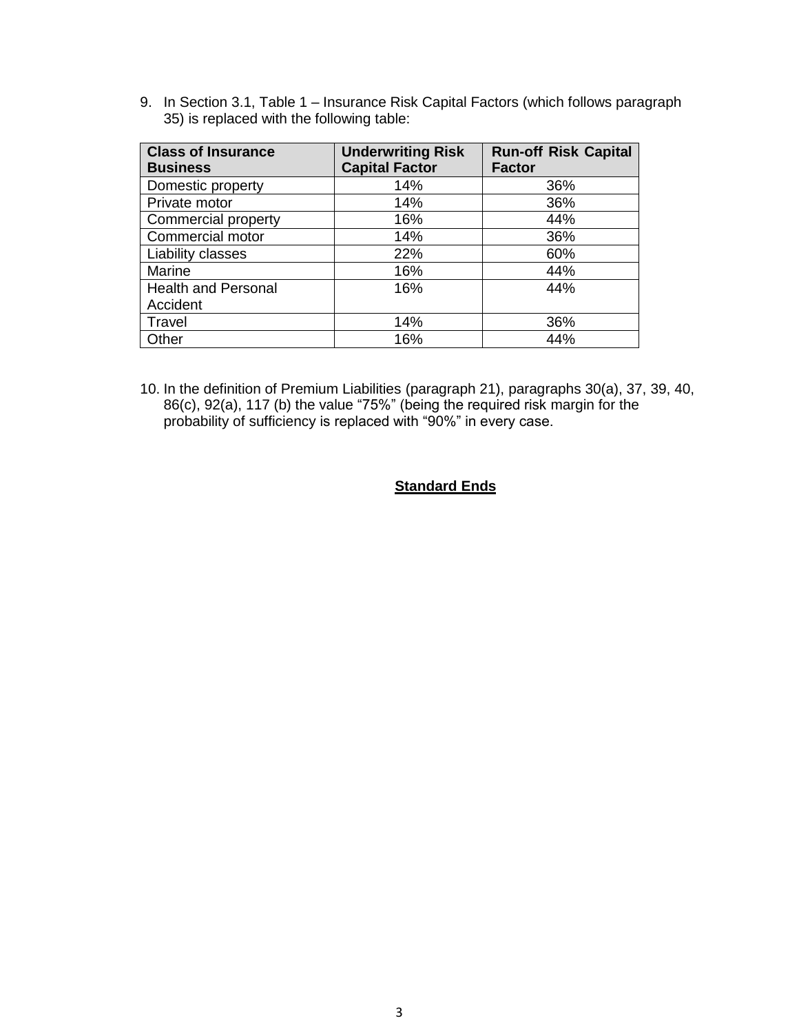9. In Section 3.1, Table 1 – Insurance Risk Capital Factors (which follows paragraph 35) is replaced with the following table:

| Class of Insurance Business | Underwriting Risk Capital Factor | Run-off Risk Capital Factor |
|---|---|---|
| Domestic property | 14% | 36% |
| Private motor | 14% | 36% |
| Commercial property | 16% | 44% |
| Commercial motor | 14% | 36% |
| Liability classes | 22% | 60% |
| Marine | 16% | 44% |
| Health and Personal Accident | 16% | 44% |
| Travel | 14% | 36% |
| Other | 16% | 44% |

10. In the definition of Premium Liabilities (paragraph 21), paragraphs 30(a), 37, 39, 40, 86(c), 92(a), 117 (b) the value "75%" (being the required risk margin for the probability of sufficiency is replaced with "90%" in every case.

**Standard Ends**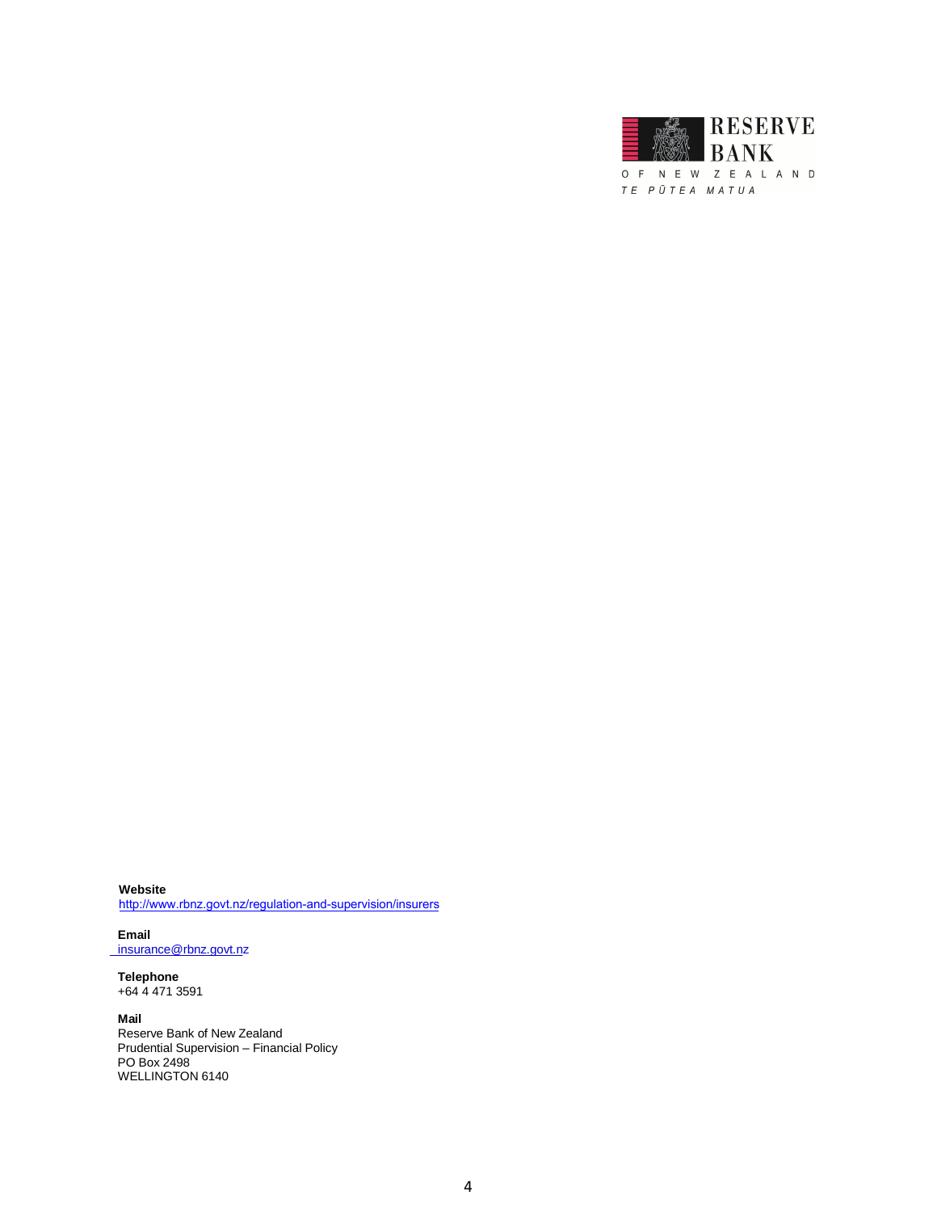RESERVE BANK OF NEW ZEALAND
TE PŪTEA MATUA

**Website**
http://www.rbnz.govt.nz/regulation-and-supervision/insurers

**Email**
insurance@rbnz.govt.nz

**Telephone**
+64 4 471 3591

**Mail**
Reserve Bank of New Zealand
Prudential Supervision – Financial Policy
PO Box 2498
WELLINGTON 6140